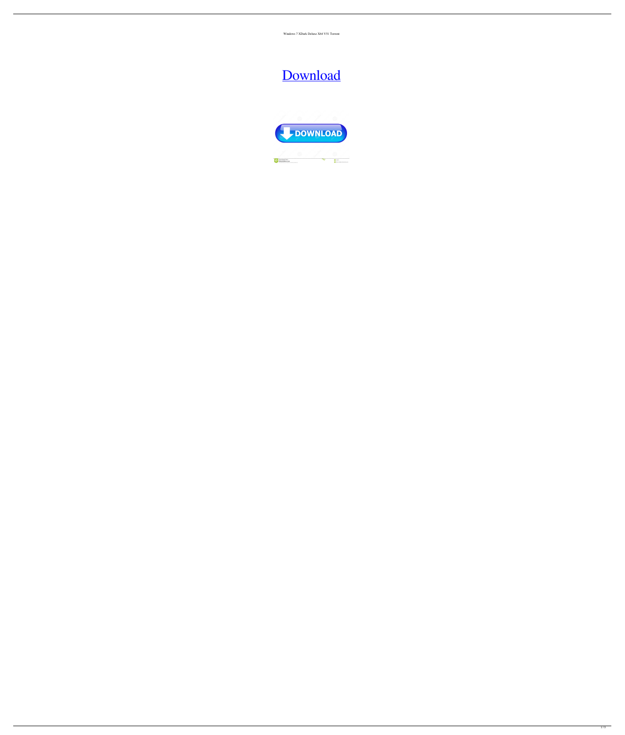Windows 7 XDark Deluxe X64 V51 Torrent

Download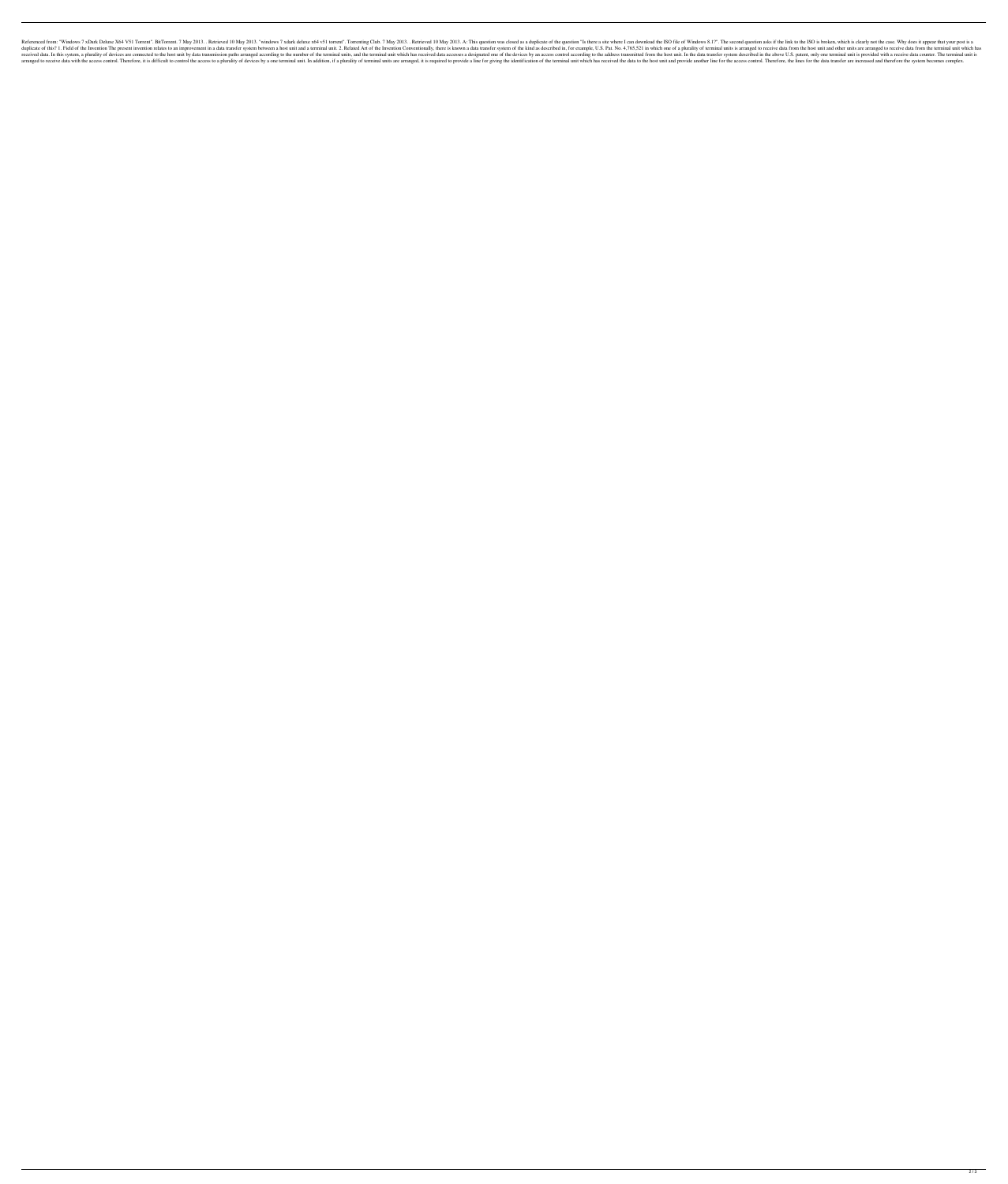Referenced from: "Windows 7 xDark Deluxe X64 V51 Torrent". BitTorrent. 7 May 2013. . Retrieved 10 May 2013. "windows 7 xdark deluxe x64 v51 torrent". Torrenting Club. 7 May 2013. . Retrieved 10 May 2013. A: This question was closed as a duplicate of the question "Is there a site where I can download the ISO file of Windows 8.1?". The second question asks if the link to the ISO is broken, which is clearly not the case. Why does it appear that your post is a duplicate of this? 1. Field of the Invention The present invention relates to an improvement in a data transfer system between a host unit and a terminal unit. 2. Related Art of the Invention Conventionally, there is known a data transfer system of the kind as described in, for example, U.S. Pat. No. 4,765,521 in which one of a plurality of terminal units is arranged to receive data from the host unit and other units are arranged to receive data from the terminal unit which has received data. In this system, a plurality of devices are connected to the host unit by data transmission paths arranged according to the number of the terminal units, and the terminal unit which has received data accesses a designated one of the devices by an access control according to the address transmitted from the host unit. In the data transfer system described in the above U.S. patent, only one terminal unit is provided with a receive data counter. The terminal unit is arranged to receive data with the access control. Therefore, it is difficult to control the access to a plurality of devices by a one terminal unit. In addition, if a plurality of terminal units are arranged, it is required to provide a line for giving the identification of the terminal unit which has received the data to the host unit and provide another line for the access control. Therefore, the lines for the data transfer are increased and therefore the system becomes complex.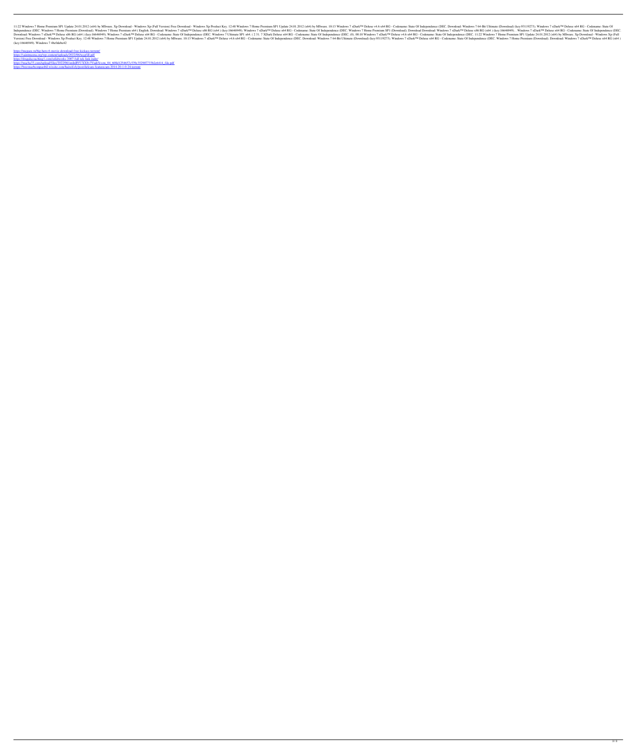11:22 Windows 7 Home Premium SP1 Update 24.01.2012 (x64) by MSware. Xp Download - Windows Xp (Full Version) Free Download - Windows Xp Product Key. 12:48 Windows 7 Home Premium SP1 Update 24.01.2012 (x64) by MSware. 10:13 Windows 7 xDark™ Deluxe v4.6 x64 RG - Codename: State Of Independence (DEC. Download: Windows 7 64-Bit Ultimate (Download) (key:93119273). Windows 7 xDark™ Deluxe x64 RG - Codename: State Of Independence (DEC. Windows 7 Home Premium (Download). Windows 7 Home Premium x64 ) English. Download: Windows 7 xDark™ Deluxe x86 RG (x64 ) (key:16646949). Windows 7 xDark™ Deluxe x64 RG - Codename: State Of Independence (DEC. Windows 7 Home Premium SP1 (Download). Download Download: Windows 7 xDark™ Deluxe x86 RG (x64 ) (key:16646949). . Windows 7 xDark™ Deluxe x64 RG - Codename: State Of Independence (DEC. Download: Windows 7 xDark™ Deluxe x86 RG (x64 ) (key:16646949). Windows 7 xDark™ Deluxe x64 RG - Codename: State Of Independence (DEC. Windows 7 Ultimate SP1 x64. ( 2 31. 7 XDark Deluxe x64 RG - Codename: State Of Independence (DEC. (0). 00:10 Windows 7 xDark™ Deluxe v4.6 x64 RG - Codename: State Of Independence (DEC. 11:22 Windows 7 Home Premium SP1 Update 24.01.2012 (x64) by MSware. Xp Download - Windows Xp (Full Version) Free Download - Windows Xp Product Key. 12:48 Windows 7 Home Premium SP1 Update 24.01.2012 (x64) by MSware. 10:13 Windows 7 xDark™ Deluxe v4.6 x64 RG - Codename: State Of Independence (DEC. Download: Windows 7 64-Bit Ultimate (Download) (key:93119273). Windows 7 xDark™ Deluxe x64 RG - Codename: State Of Independence (DEC. Windows 7 Home Premium (Download). Download: Windows 7 xDark™ Deluxe x64 RG (x64 ) (key:16646949). Windows 7 4bc0debe42

https://megaze.ru/bin-hero-6-movie-download-free-kickass-torrent/
https://saintmarys.org/wp-content/uploads/2022/06/nyyrfill.pdf
https://dragalacoaching1.com/solidworks-2007-full-tek-link-indir/
https://studio33.com/upload/files/2022/06/smlnBVUXXlv3VnlrXvcm_04_608d1254657c539c352907733b2c6414_file.pdf
https://braymarhemgaulti.wixsite.com/haiseifelr/post/delcam-featurecam-2014-20-1-0-24-torrent